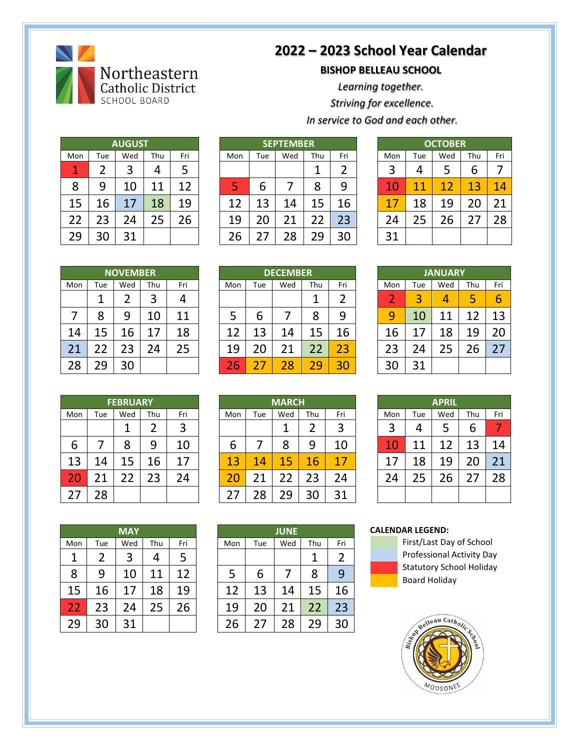Northeastern Catholic District School Board

# 2022 – 2023 School Year Calendar

**BISHOP BELLEAU SCHOOL**

*Learning together.*

*Striving for excellence.*

*In service to God and each other.*

**AUGUST**

| Mon | Tue | Wed | Thu | Fri |
|---|---|---|---|---|
| 1 (Statutory School Holiday) | 2 | 3 | 4 | 5 |
| 8 | 9 | 10 | 11 | 12 |
| 15 | 16 | 17 (Professional Activity Day) | 18 (First/Last Day of School) | 19 |
| 22 | 23 | 24 | 25 | 26 |
| 29 | 30 | 31 | | |

**SEPTEMBER**

| Mon | Tue | Wed | Thu | Fri |
|---|---|---|---|---|
| | | | 1 | 2 |
| 5 (Statutory School Holiday) | 6 | 7 | 8 | 9 |
| 12 | 13 | 14 | 15 | 16 |
| 19 | 20 | 21 | 22 | 23 (Professional Activity Day) |
| 26 | 27 | 28 | 29 | 30 |

**OCTOBER**

| Mon | Tue | Wed | Thu | Fri |
|---|---|---|---|---|
| 3 | 4 | 5 | 6 | 7 |
| 10 (Statutory School Holiday) | 11 (Board Holiday) | 12 (Board Holiday) | 13 (Board Holiday) | 14 (Board Holiday) |
| 17 (Board Holiday) | 18 | 19 | 20 | 21 |
| 24 | 25 | 26 | 27 | 28 |
| 31 | | | | |

**NOVEMBER**

| Mon | Tue | Wed | Thu | Fri |
|---|---|---|---|---|
| | 1 | 2 | 3 | 4 |
| 7 | 8 | 9 | 10 | 11 |
| 14 | 15 | 16 | 17 | 18 |
| 21 (Professional Activity Day) | 22 | 23 | 24 | 25 |
| 28 | 29 | 30 | | |

**DECEMBER**

| Mon | Tue | Wed | Thu | Fri |
|---|---|---|---|---|
| | | | 1 | 2 |
| 5 | 6 | 7 | 8 | 9 |
| 12 | 13 | 14 | 15 | 16 |
| 19 | 20 | 21 | 22 (First/Last Day of School) | 23 (Board Holiday) |
| 26 (Statutory School Holiday) | 27 (Board Holiday) | 28 (Board Holiday) | 29 (Board Holiday) | 30 (Board Holiday) |

**JANUARY**

| Mon | Tue | Wed | Thu | Fri |
|---|---|---|---|---|
| 2 (Statutory School Holiday) | 3 (Board Holiday) | 4 (Board Holiday) | 5 (Board Holiday) | 6 (Board Holiday) |
| 9 (Board Holiday) | 10 (First/Last Day of School) | 11 | 12 | 13 |
| 16 | 17 | 18 | 19 | 20 |
| 23 | 24 | 25 | 26 | 27 (Professional Activity Day) |
| 30 | 31 | | | |

**FEBRUARY**

| Mon | Tue | Wed | Thu | Fri |
|---|---|---|---|---|
| | | 1 | 2 | 3 |
| 6 | 7 | 8 | 9 | 10 |
| 13 | 14 | 15 | 16 | 17 |
| 20 (Statutory School Holiday) | 21 | 22 | 23 | 24 |
| 27 | 28 | | | |

**MARCH**

| Mon | Tue | Wed | Thu | Fri |
|---|---|---|---|---|
| | | 1 | 2 | 3 |
| 6 | 7 | 8 | 9 | 10 |
| 13 (Board Holiday) | 14 (Board Holiday) | 15 (Board Holiday) | 16 (Board Holiday) | 17 (Board Holiday) |
| 20 (Board Holiday) | 21 | 22 | 23 | 24 |
| 27 | 28 | 29 | 30 | 31 |

**APRIL**

| Mon | Tue | Wed | Thu | Fri |
|---|---|---|---|---|
| 3 | 4 | 5 | 6 | 7 (Statutory School Holiday) |
| 10 (Statutory School Holiday) | 11 | 12 | 13 | 14 |
| 17 | 18 | 19 | 20 | 21 (Professional Activity Day) |
| 24 | 25 | 26 | 27 | 28 |

**MAY**

| Mon | Tue | Wed | Thu | Fri |
|---|---|---|---|---|
| 1 | 2 | 3 | 4 | 5 |
| 8 | 9 | 10 | 11 | 12 |
| 15 | 16 | 17 | 18 | 19 |
| 22 (Statutory School Holiday) | 23 | 24 | 25 | 26 |
| 29 | 30 | 31 | | |

**JUNE**

| Mon | Tue | Wed | Thu | Fri |
|---|---|---|---|---|
| | | | 1 | 2 |
| 5 | 6 | 7 | 8 | 9 (Professional Activity Day) |
| 12 | 13 | 14 | 15 | 16 |
| 19 | 20 | 21 | 22 (First/Last Day of School) | 23 (Professional Activity Day) |
| 26 | 27 | 28 | 29 | 30 |

**CALENDAR LEGEND:**

- First/Last Day of School
- Professional Activity Day
- Statutory School Holiday
- Board Holiday

Bishop Belleau Catholic School – Moosonee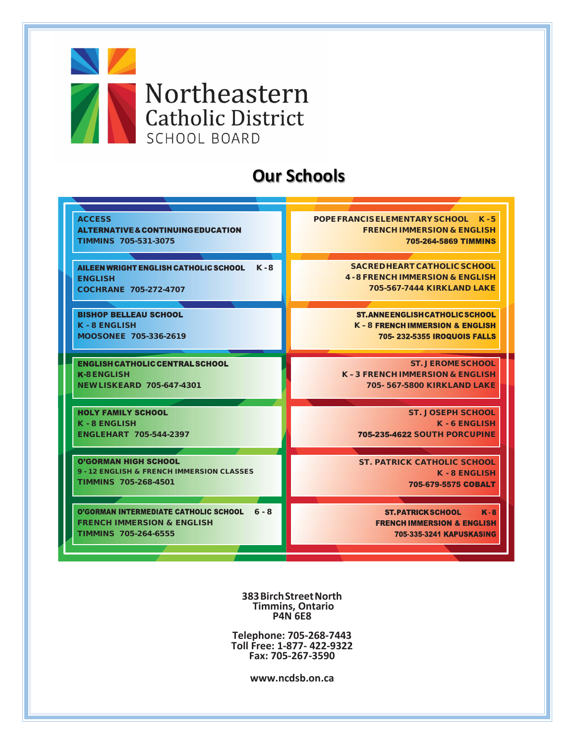# Northeastern Catholic District SCHOOL BOARD

## Our Schools

**ACCESS**
**ALTERNATIVE & CONTINUING EDUCATION**
**TIMMINS 705-531-3075**

**AILEEN WRIGHT ENGLISH CATHOLIC SCHOOL K - 8**
**ENGLISH**
**COCHRANE 705-272-4707**

**BISHOP BELLEAU SCHOOL**
**K - 8 ENGLISH**
**MOOSONEE 705-336-2619**

**ENGLISH CATHOLIC CENTRAL SCHOOL**
**K-8 ENGLISH**
**NEW LISKEARD 705-647-4301**

**HOLY FAMILY SCHOOL**
**K - 8 ENGLISH**
**ENGLEHART 705-544-2397**

**O'GORMAN HIGH SCHOOL**
**9 - 12 ENGLISH & FRENCH IMMERSION CLASSES**
**TIMMINS 705-268-4501**

**O'GORMAN INTERMEDIATE CATHOLIC SCHOOL 6 - 8**
**FRENCH IMMERSION & ENGLISH**
**TIMMINS 705-264-6555**

**POPE FRANCIS ELEMENTARY SCHOOL K - 5**
**FRENCH IMMERSION & ENGLISH**
**705-264-5869 TIMMINS**

**SACRED HEART CATHOLIC SCHOOL**
**4 - 8 FRENCH IMMERSION & ENGLISH**
**705-567-7444 KIRKLAND LAKE**

**ST. ANNE ENGLISH CATHOLIC SCHOOL**
**K – 8 FRENCH IMMERSION & ENGLISH**
**705- 232-5355 IROQUOIS FALLS**

**ST. JEROME SCHOOL**
**K – 3 FRENCH IMMERSION & ENGLISH**
**705- 567-5800 KIRKLAND LAKE**

**ST. JOSEPH SCHOOL**
**K - 6 ENGLISH**
**705-235-4622 SOUTH PORCUPINE**

**ST. PATRICK CATHOLIC SCHOOL**
**K - 8 ENGLISH**
**705-679-5575 COBALT**

**ST. PATRICK SCHOOL K - 8**
**FRENCH IMMERSION & ENGLISH**
**705-335-3241 KAPUSKASING**

**383 Birch Street North**
**Timmins, Ontario**
**P4N 6E8**

**Telephone: 705-268-7443**
**Toll Free: 1-877- 422-9322**
**Fax: 705-267-3590**

**www.ncdsb.on.ca**